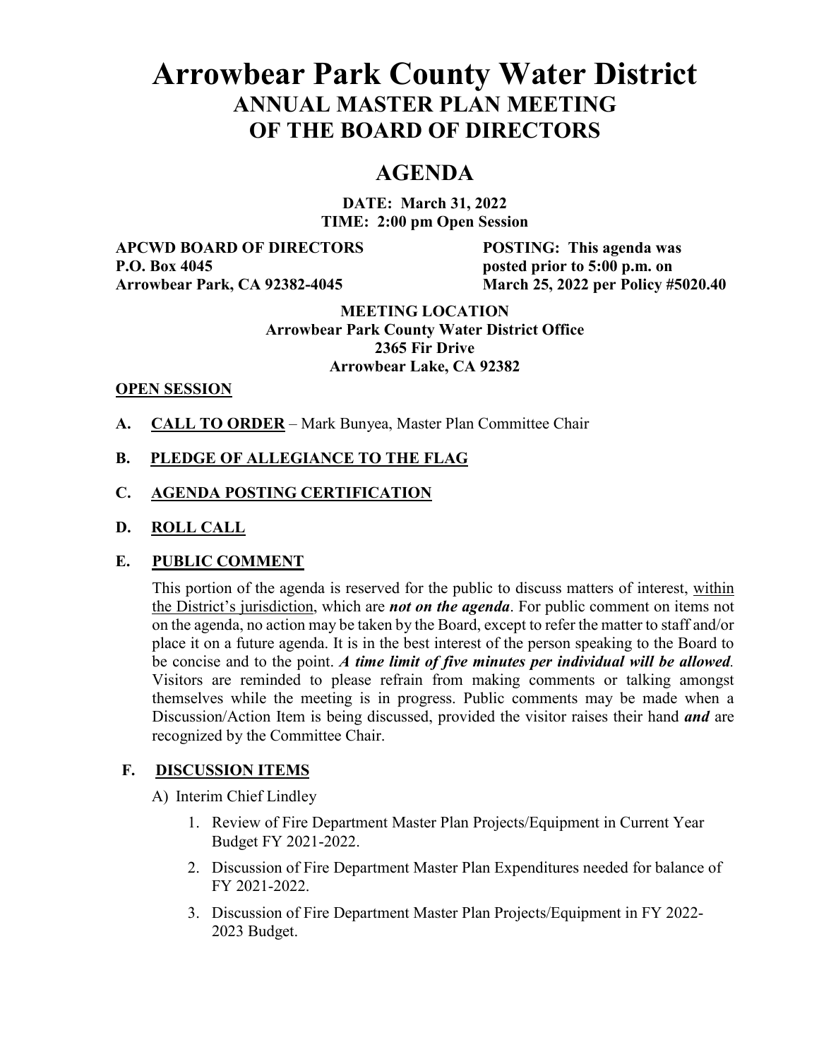# Arrowbear Park County Water District

## ANNUAL MASTER PLAN MEETING OF THE BOARD OF DIRECTORS

## AGENDA

**DATE: March 31, 2022**
**TIME: 2:00 pm Open Session**

**APCWD BOARD OF DIRECTORS**
**P.O. Box 4045**
**Arrowbear Park, CA 92382-4045**

**POSTING: This agenda was posted prior to 5:00 p.m. on March 25, 2022 per Policy #5020.40**

**MEETING LOCATION**
**Arrowbear Park County Water District Office**
**2365 Fir Drive**
**Arrowbear Lake, CA 92382**

**OPEN SESSION**

**A. CALL TO ORDER** – Mark Bunyea, Master Plan Committee Chair

**B. PLEDGE OF ALLEGIANCE TO THE FLAG**

**C. AGENDA POSTING CERTIFICATION**

**D. ROLL CALL**

**E. PUBLIC COMMENT**

This portion of the agenda is reserved for the public to discuss matters of interest, within the District's jurisdiction, which are ***not on the agenda***. For public comment on items not on the agenda, no action may be taken by the Board, except to refer the matter to staff and/or place it on a future agenda. It is in the best interest of the person speaking to the Board to be concise and to the point. ***A time limit of five minutes per individual will be allowed***. Visitors are reminded to please refrain from making comments or talking amongst themselves while the meeting is in progress. Public comments may be made when a Discussion/Action Item is being discussed, provided the visitor raises their hand ***and*** are recognized by the Committee Chair.

**F. DISCUSSION ITEMS**

A) Interim Chief Lindley

1. Review of Fire Department Master Plan Projects/Equipment in Current Year Budget FY 2021-2022.
2. Discussion of Fire Department Master Plan Expenditures needed for balance of FY 2021-2022.
3. Discussion of Fire Department Master Plan Projects/Equipment in FY 2022-2023 Budget.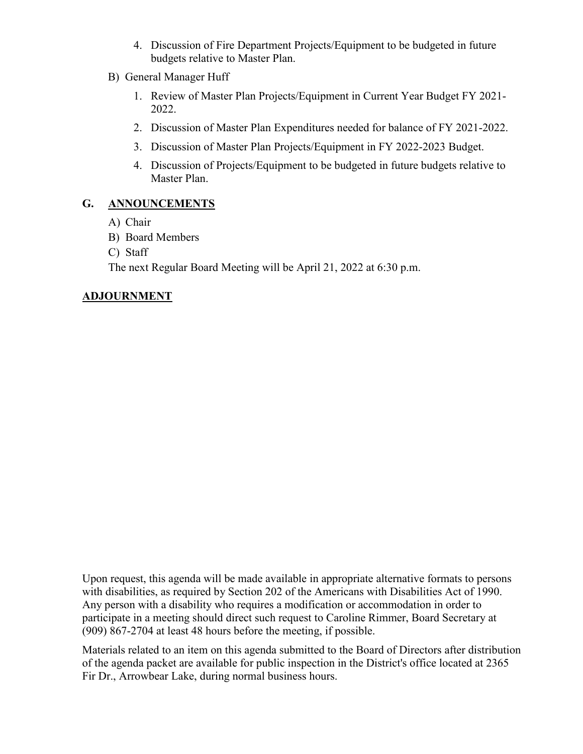4. Discussion of Fire Department Projects/Equipment to be budgeted in future budgets relative to Master Plan.

B) General Manager Huff

1. Review of Master Plan Projects/Equipment in Current Year Budget FY 2021-2022.
2. Discussion of Master Plan Expenditures needed for balance of FY 2021-2022.
3. Discussion of Master Plan Projects/Equipment in FY 2022-2023 Budget.
4. Discussion of Projects/Equipment to be budgeted in future budgets relative to Master Plan.

## G. <u>ANNOUNCEMENTS</u>

A) Chair

B) Board Members

C) Staff

The next Regular Board Meeting will be April 21, 2022 at 6:30 p.m.

## <u>ADJOURNMENT</u>

Upon request, this agenda will be made available in appropriate alternative formats to persons with disabilities, as required by Section 202 of the Americans with Disabilities Act of 1990. Any person with a disability who requires a modification or accommodation in order to participate in a meeting should direct such request to Caroline Rimmer, Board Secretary at (909) 867-2704 at least 48 hours before the meeting, if possible.

Materials related to an item on this agenda submitted to the Board of Directors after distribution of the agenda packet are available for public inspection in the District's office located at 2365 Fir Dr., Arrowbear Lake, during normal business hours.